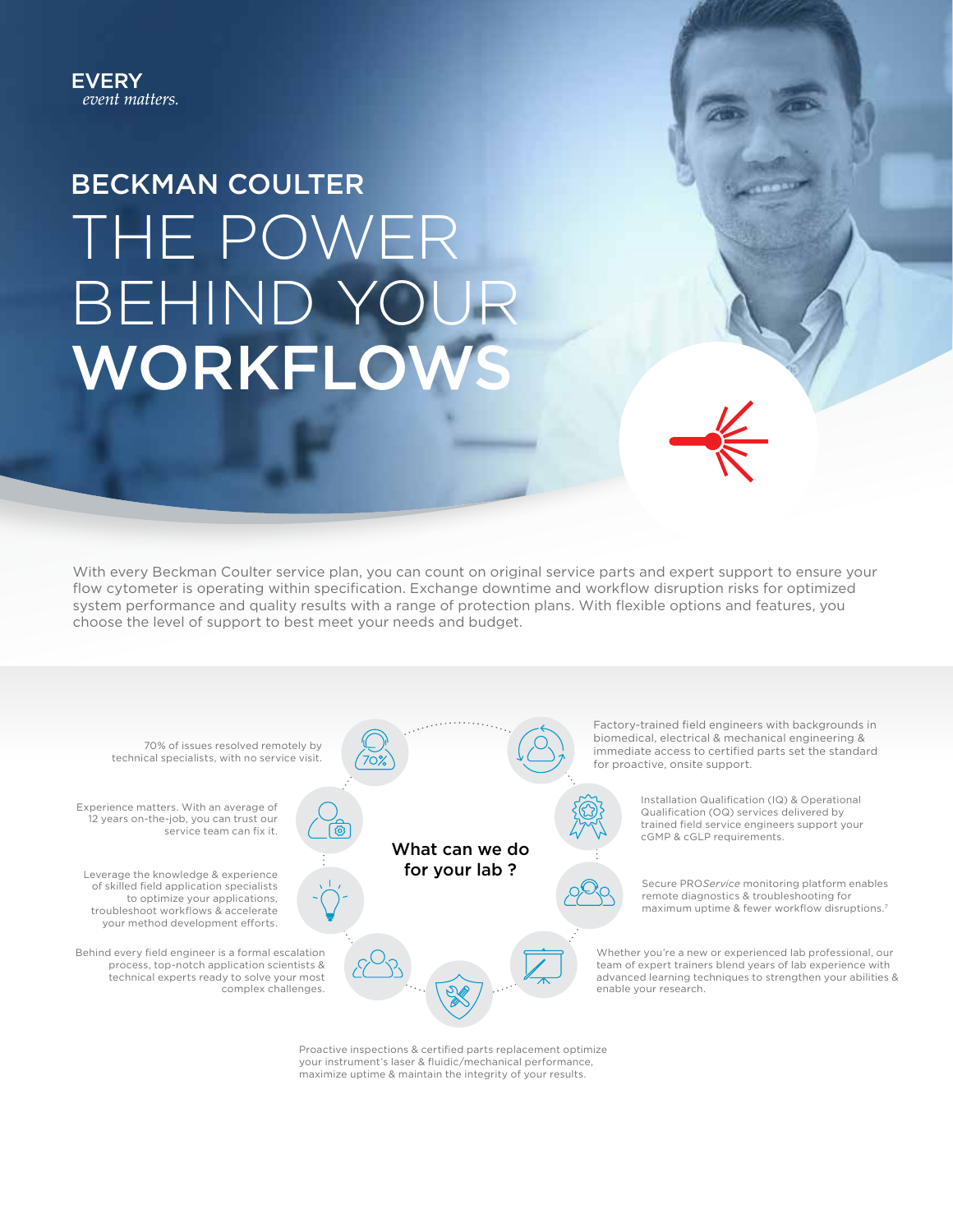EVERY
*event matters.*

# BECKMAN COULTER THE POWER BEHIND YOUR WORKFLOWS

With every Beckman Coulter service plan, you can count on original service parts and expert support to ensure your flow cytometer is operating within specification. Exchange downtime and workflow disruption risks for optimized system performance and quality results with a range of protection plans. With flexible options and features, you choose the level of support to best meet your needs and budget.

## What can we do for your lab ?

- 70% of issues resolved remotely by technical specialists, with no service visit.
- Factory-trained field engineers with backgrounds in biomedical, electrical & mechanical engineering & immediate access to certified parts set the standard for proactive, onsite support.
- Experience matters. With an average of 12 years on-the-job, you can trust our service team can fix it.
- Installation Qualification (IQ) & Operational Qualification (OQ) services delivered by trained field service engineers support your cGMP & cGLP requirements.
- Leverage the knowledge & experience of skilled field application specialists to optimize your applications, troubleshoot workflows & accelerate your method development efforts.
- Secure PRO*Service* monitoring platform enables remote diagnostics & troubleshooting for maximum uptime & fewer workflow disruptions.[7]
- Behind every field engineer is a formal escalation process, top-notch application scientists & technical experts ready to solve your most complex challenges.
- Whether you're a new or experienced lab professional, our team of expert trainers blend years of lab experience with advanced learning techniques to strengthen your abilities & enable your research.
- Proactive inspections & certified parts replacement optimize your instrument's laser & fluidic/mechanical performance, maximize uptime & maintain the integrity of your results.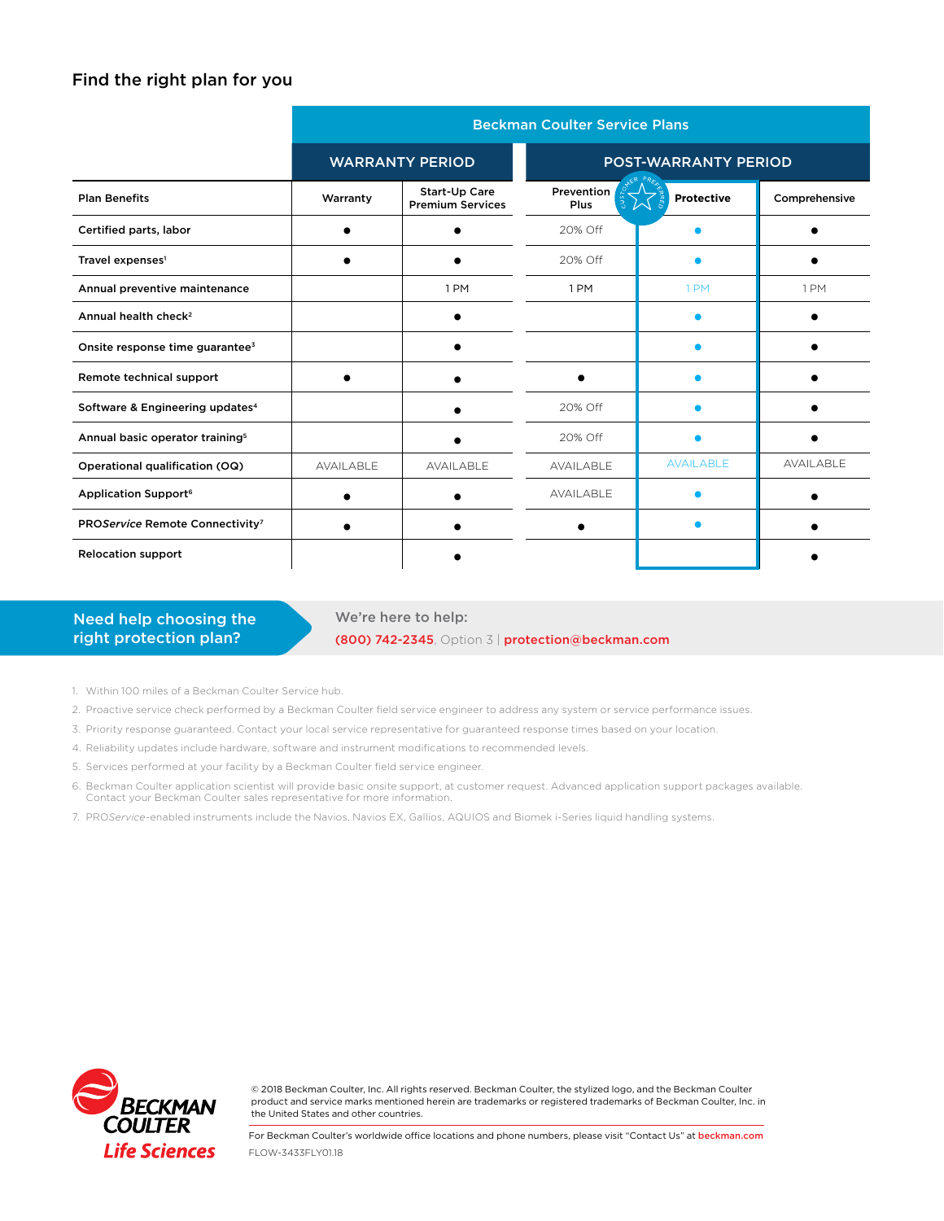## Find the right plan for you

| | Beckman Coulter Service Plans | | | | |
|---|---|---|---|---|---|
| | WARRANTY PERIOD | | POST-WARRANTY PERIOD | | |
| **Plan Benefits** | **Warranty** | **Start-Up Care Premium Services** | **Prevention Plus** | **Protective** | **Comprehensive** |
| **Certified parts, labor** | ● | ● | 20% Off | ● | ● |
| **Travel expenses**[1] | ● | ● | 20% Off | ● | ● |
| **Annual preventive maintenance** | | 1 PM | 1 PM | 1 PM | 1 PM |
| **Annual health check**[2] | | ● | | ● | ● |
| **Onsite response time guarantee**[3] | | ● | | ● | ● |
| **Remote technical support** | ● | ● | ● | ● | ● |
| **Software & Engineering updates**[4] | | ● | 20% Off | ● | ● |
| **Annual basic operator training**[5] | | ● | 20% Off | ● | ● |
| **Operational qualification (OQ)** | AVAILABLE | AVAILABLE | AVAILABLE | AVAILABLE | AVAILABLE |
| **Application Support**[6] | ● | ● | AVAILABLE | ● | ● |
| **PRO*Service* Remote Connectivity**[7] | ● | ● | ● | ● | ● |
| **Relocation support** | | ● | | | ● |

**Need help choosing the right protection plan?**

We're here to help:
**(800) 742-2345**, Option 3 | **protection@beckman.com**

1. Within 100 miles of a Beckman Coulter Service hub.
2. Proactive service check performed by a Beckman Coulter field service engineer to address any system or service performance issues.
3. Priority response guaranteed. Contact your local service representative for guaranteed response times based on your location.
4. Reliability updates include hardware, software and instrument modifications to recommended levels.
5. Services performed at your facility by a Beckman Coulter field service engineer.
6. Beckman Coulter application scientist will provide basic onsite support, at customer request. Advanced application support packages available. Contact your Beckman Coulter sales representative for more information.
7. PRO*Service*-enabled instruments include the Navios, Navios EX, Gallios, AQUIOS and Biomek i-Series liquid handling systems.

© 2018 Beckman Coulter, Inc. All rights reserved. Beckman Coulter, the stylized logo, and the Beckman Coulter product and service marks mentioned herein are trademarks or registered trademarks of Beckman Coulter, Inc. in the United States and other countries.

For Beckman Coulter's worldwide office locations and phone numbers, please visit "Contact Us" at beckman.com

FLOW-3433FLY01.18